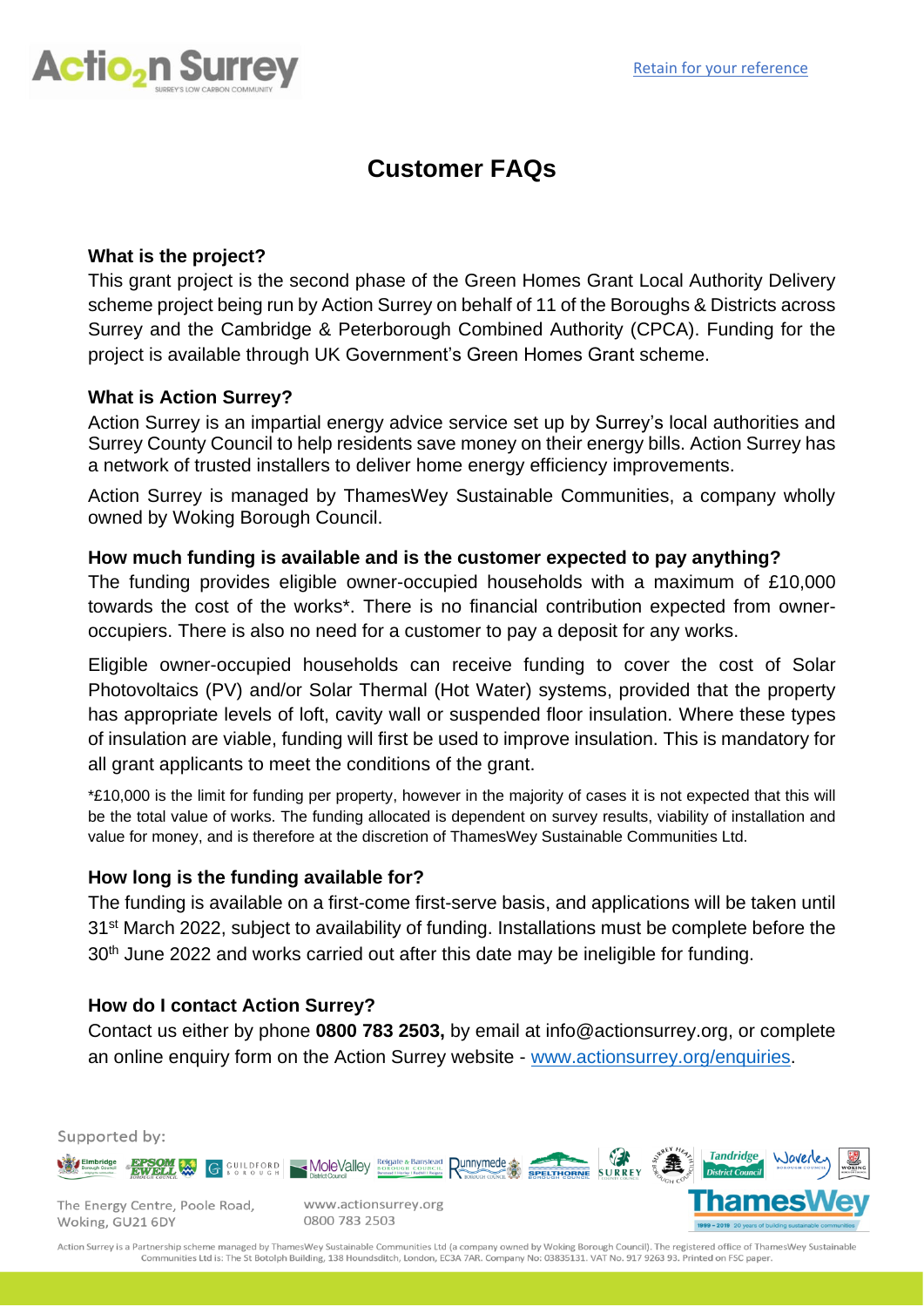Retain for your reference

# Customer FAQs

### What is the project?

This grant project is the second phase of the Green Homes Grant Local Authority Delivery scheme project being run by Action Surrey on behalf of 11 of the Boroughs & Districts across Surrey and the Cambridge & Peterborough Combined Authority (CPCA). Funding for the project is available through UK Government's Green Homes Grant scheme.

### What is Action Surrey?

Action Surrey is an impartial energy advice service set up by Surrey's local authorities and Surrey County Council to help residents save money on their energy bills. Action Surrey has a network of trusted installers to deliver home energy efficiency improvements.

Action Surrey is managed by ThamesWey Sustainable Communities, a company wholly owned by Woking Borough Council.

### How much funding is available and is the customer expected to pay anything?

The funding provides eligible owner-occupied households with a maximum of £10,000 towards the cost of the works*. There is no financial contribution expected from owner-occupiers. There is also no need for a customer to pay a deposit for any works.

Eligible owner-occupied households can receive funding to cover the cost of Solar Photovoltaics (PV) and/or Solar Thermal (Hot Water) systems, provided that the property has appropriate levels of loft, cavity wall or suspended floor insulation. Where these types of insulation are viable, funding will first be used to improve insulation. This is mandatory for all grant applicants to meet the conditions of the grant.

*£10,000 is the limit for funding per property, however in the majority of cases it is not expected that this will be the total value of works. The funding allocated is dependent on survey results, viability of installation and value for money, and is therefore at the discretion of ThamesWey Sustainable Communities Ltd.

### How long is the funding available for?

The funding is available on a first-come first-serve basis, and applications will be taken until 31st March 2022, subject to availability of funding. Installations must be complete before the 30th June 2022 and works carried out after this date may be ineligible for funding.

### How do I contact Action Surrey?

Contact us either by phone **0800 783 2503,** by email at info@actionsurrey.org, or complete an online enquiry form on the Action Surrey website - www.actionsurrey.org/enquiries.

Supported by:

The Energy Centre, Poole Road, Woking, GU21 6DY

www.actionsurrey.org
0800 783 2503

Action Surrey is a Partnership scheme managed by ThamesWey Sustainable Communities Ltd (a company owned by Woking Borough Council). The registered office of ThamesWey Sustainable Communities Ltd is: The St Botolph Building, 138 Houndsditch, London, EC3A 7AR. Company No: 03835131. VAT No. 917 9263 93. Printed on FSC paper.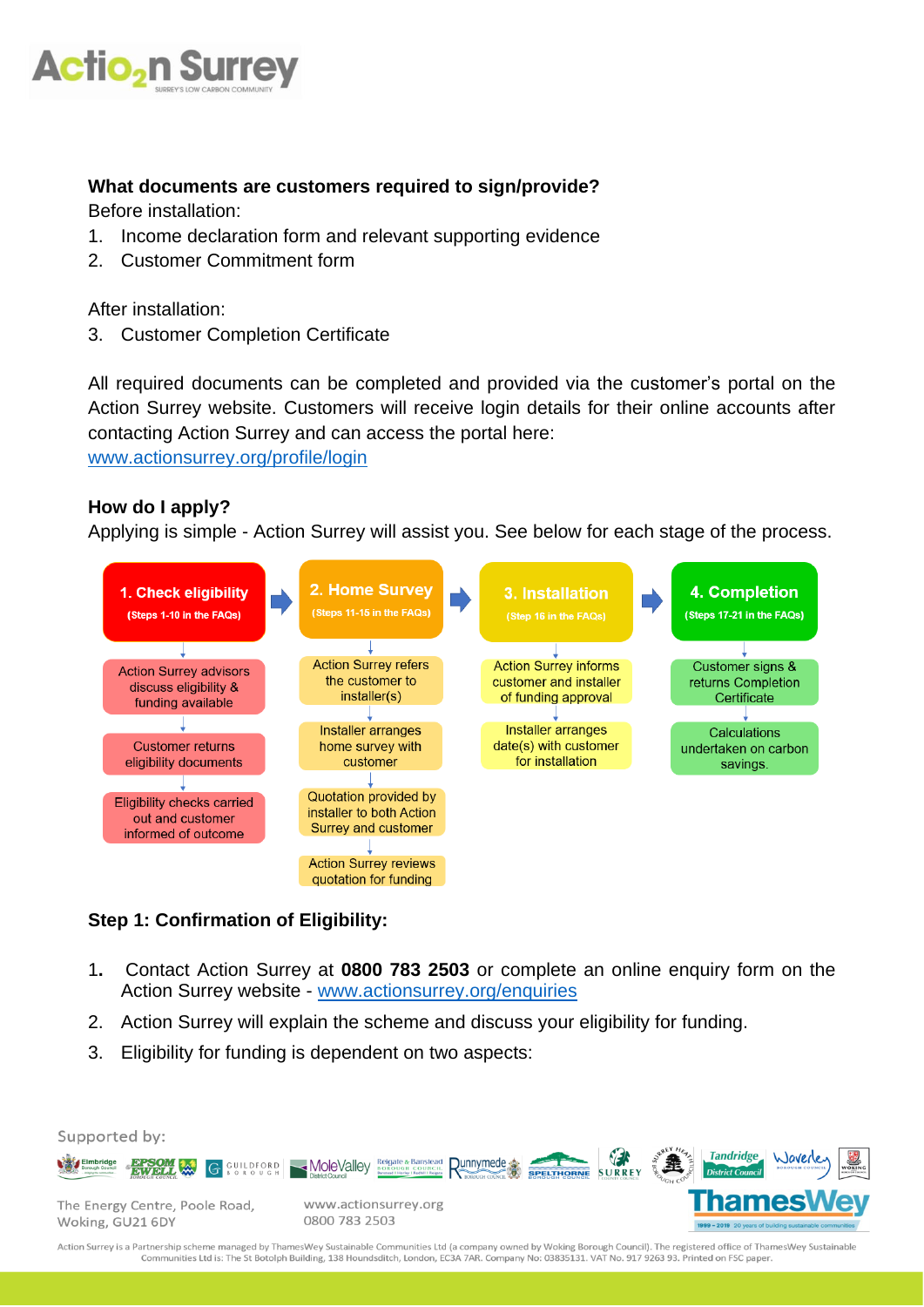**What documents are customers required to sign/provide?**

Before installation:

1. Income declaration form and relevant supporting evidence
2. Customer Commitment form

After installation:

3. Customer Completion Certificate

All required documents can be completed and provided via the customer's portal on the Action Surrey website. Customers will receive login details for their online accounts after contacting Action Surrey and can access the portal here: [www.actionsurrey.org/profile/login](www.actionsurrey.org/profile/login)

**How do I apply?**

Applying is simple - Action Surrey will assist you. See below for each stage of the process.

**1. Check eligibility** (Steps 1-10 in the FAQs)
- Action Surrey advisors discuss eligibility & funding available
- Customer returns eligibility documents
- Eligibility checks carried out and customer informed of outcome

**2. Home Survey** (Steps 11-15 in the FAQs)
- Action Surrey refers the customer to installer(s)
- Installer arranges home survey with customer
- Quotation provided by installer to both Action Surrey and customer
- Action Surrey reviews quotation for funding

**3. Installation** (Step 16 in the FAQs)
- Action Surrey informs customer and installer of funding approval
- Installer arranges date(s) with customer for installation

**4. Completion** (Steps 17-21 in the FAQs)
- Customer signs & returns Completion Certificate
- Calculations undertaken on carbon savings.

**Step 1: Confirmation of Eligibility:**

1. Contact Action Surrey at **0800 783 2503** or complete an online enquiry form on the Action Surrey website - [www.actionsurrey.org/enquiries](www.actionsurrey.org/enquiries)
2. Action Surrey will explain the scheme and discuss your eligibility for funding.
3. Eligibility for funding is dependent on two aspects: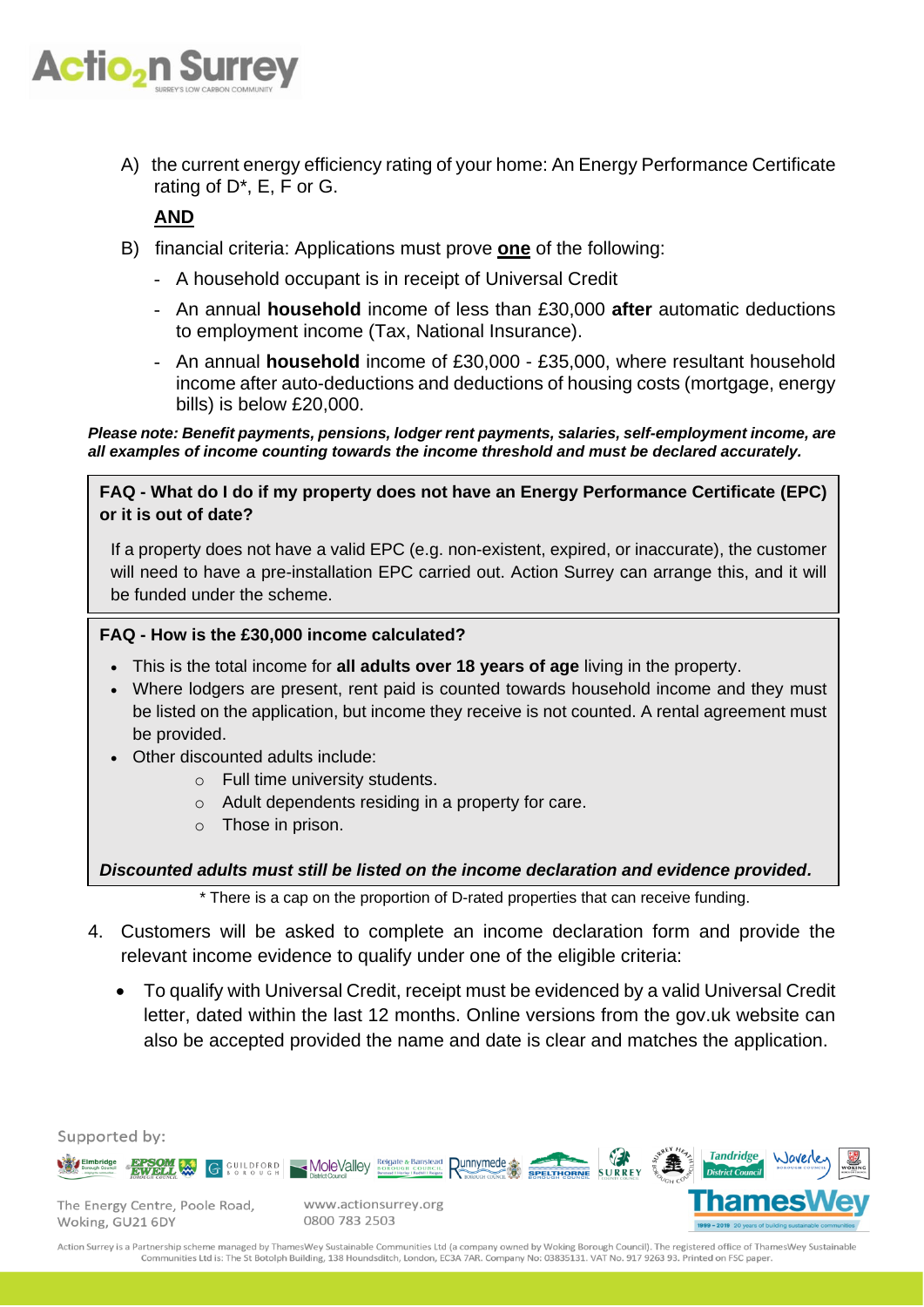A) the current energy efficiency rating of your home: An Energy Performance Certificate rating of D*, E, F or G.

**AND**

B) financial criteria: Applications must prove **one** of the following:

- A household occupant is in receipt of Universal Credit
- An annual **household** income of less than £30,000 **after** automatic deductions to employment income (Tax, National Insurance).
- An annual **household** income of £30,000 - £35,000, where resultant household income after auto-deductions and deductions of housing costs (mortgage, energy bills) is below £20,000.

***Please note: Benefit payments, pensions, lodger rent payments, salaries, self-employment income, are all examples of income counting towards the income threshold and must be declared accurately.***

**FAQ - What do I do if my property does not have an Energy Performance Certificate (EPC) or it is out of date?**

If a property does not have a valid EPC (e.g. non-existent, expired, or inaccurate), the customer will need to have a pre-installation EPC carried out. Action Surrey can arrange this, and it will be funded under the scheme.

**FAQ - How is the £30,000 income calculated?**

- This is the total income for **all adults over 18 years of age** living in the property.
- Where lodgers are present, rent paid is counted towards household income and they must be listed on the application, but income they receive is not counted. A rental agreement must be provided.
- Other discounted adults include:
  - Full time university students.
  - Adult dependents residing in a property for care.
  - Those in prison.

***Discounted adults must still be listed on the income declaration and evidence provided.***

* There is a cap on the proportion of D-rated properties that can receive funding.

4. Customers will be asked to complete an income declaration form and provide the relevant income evidence to qualify under one of the eligible criteria:

   - To qualify with Universal Credit, receipt must be evidenced by a valid Universal Credit letter, dated within the last 12 months. Online versions from the gov.uk website can also be accepted provided the name and date is clear and matches the application.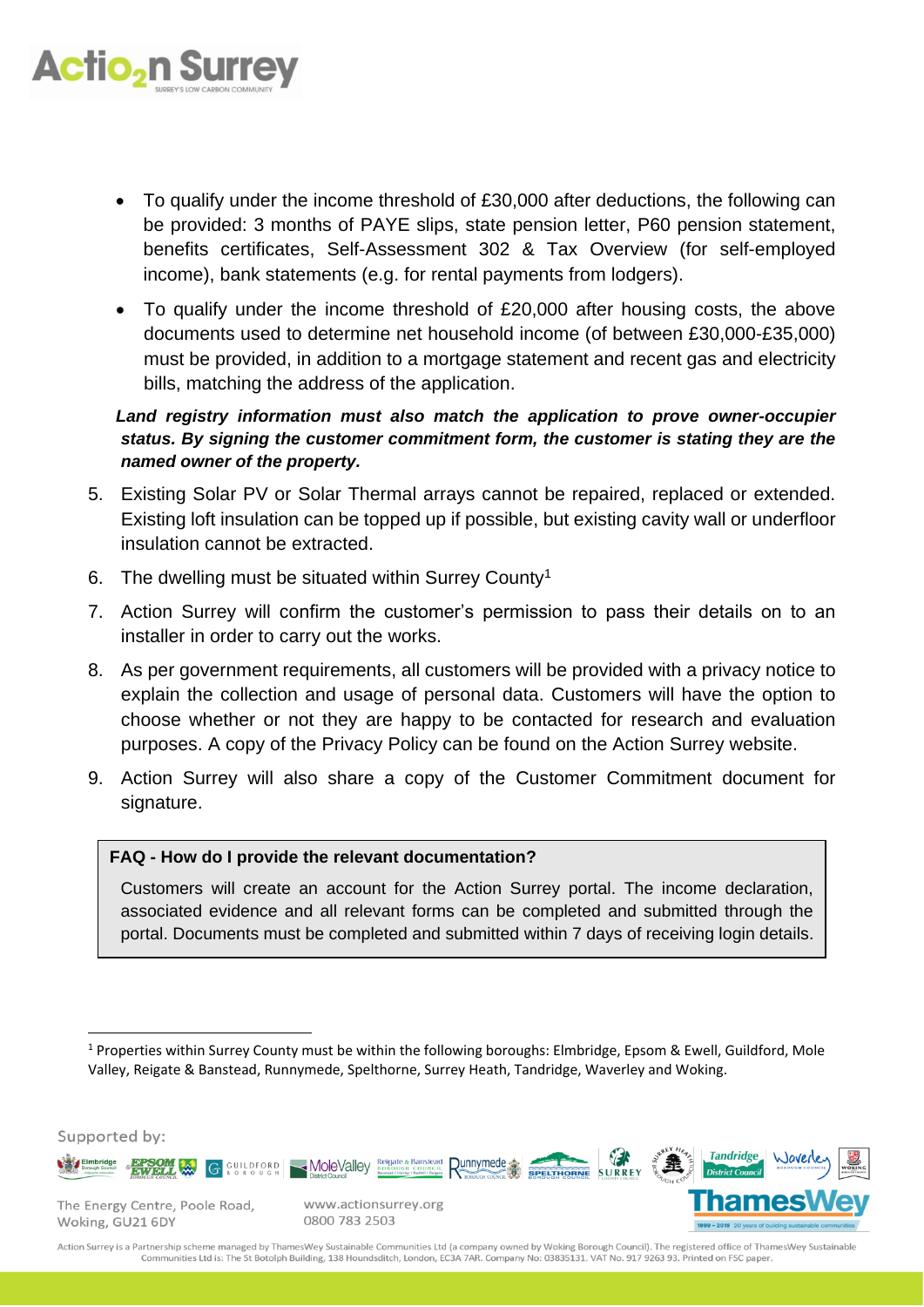- To qualify under the income threshold of £30,000 after deductions, the following can be provided: 3 months of PAYE slips, state pension letter, P60 pension statement, benefits certificates, Self-Assessment 302 & Tax Overview (for self-employed income), bank statements (e.g. for rental payments from lodgers).
- To qualify under the income threshold of £20,000 after housing costs, the above documents used to determine net household income (of between £30,000-£35,000) must be provided, in addition to a mortgage statement and recent gas and electricity bills, matching the address of the application.

***Land registry information must also match the application to prove owner-occupier status. By signing the customer commitment form, the customer is stating they are the named owner of the property.***

5. Existing Solar PV or Solar Thermal arrays cannot be repaired, replaced or extended. Existing loft insulation can be topped up if possible, but existing cavity wall or underfloor insulation cannot be extracted.
6. The dwelling must be situated within Surrey County[1]
7. Action Surrey will confirm the customer's permission to pass their details on to an installer in order to carry out the works.
8. As per government requirements, all customers will be provided with a privacy notice to explain the collection and usage of personal data. Customers will have the option to choose whether or not they are happy to be contacted for research and evaluation purposes. A copy of the Privacy Policy can be found on the Action Surrey website.
9. Action Surrey will also share a copy of the Customer Commitment document for signature.

**FAQ - How do I provide the relevant documentation?**

Customers will create an account for the Action Surrey portal. The income declaration, associated evidence and all relevant forms can be completed and submitted through the portal. Documents must be completed and submitted within 7 days of receiving login details.

[1] Properties within Surrey County must be within the following boroughs: Elmbridge, Epsom & Ewell, Guildford, Mole Valley, Reigate & Banstead, Runnymede, Spelthorne, Surrey Heath, Tandridge, Waverley and Woking.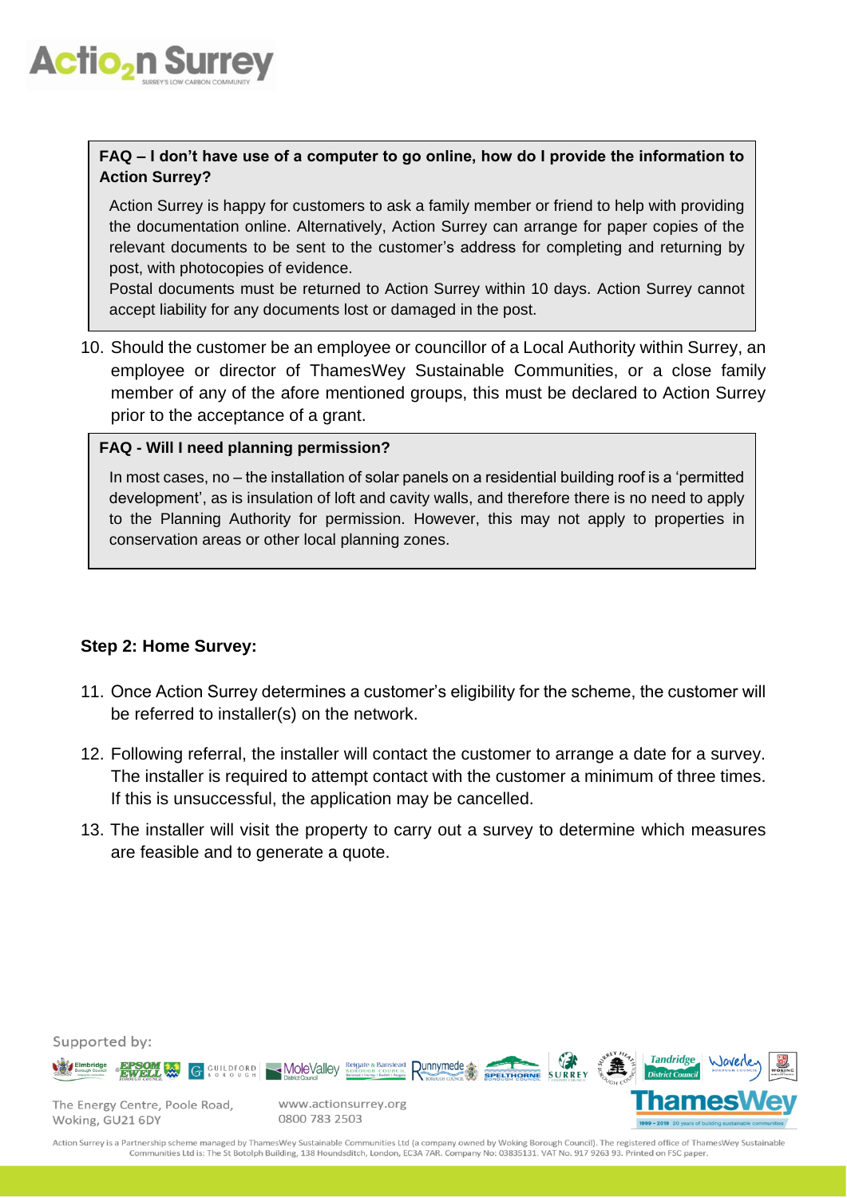**FAQ – I don't have use of a computer to go online, how do I provide the information to Action Surrey?**

Action Surrey is happy for customers to ask a family member or friend to help with providing the documentation online. Alternatively, Action Surrey can arrange for paper copies of the relevant documents to be sent to the customer's address for completing and returning by post, with photocopies of evidence.

Postal documents must be returned to Action Surrey within 10 days. Action Surrey cannot accept liability for any documents lost or damaged in the post.

10. Should the customer be an employee or councillor of a Local Authority within Surrey, an employee or director of ThamesWey Sustainable Communities, or a close family member of any of the afore mentioned groups, this must be declared to Action Surrey prior to the acceptance of a grant.

**FAQ - Will I need planning permission?**

In most cases, no – the installation of solar panels on a residential building roof is a 'permitted development', as is insulation of loft and cavity walls, and therefore there is no need to apply to the Planning Authority for permission. However, this may not apply to properties in conservation areas or other local planning zones.

**Step 2: Home Survey:**

11. Once Action Surrey determines a customer's eligibility for the scheme, the customer will be referred to installer(s) on the network.

12. Following referral, the installer will contact the customer to arrange a date for a survey. The installer is required to attempt contact with the customer a minimum of three times. If this is unsuccessful, the application may be cancelled.

13. The installer will visit the property to carry out a survey to determine which measures are feasible and to generate a quote.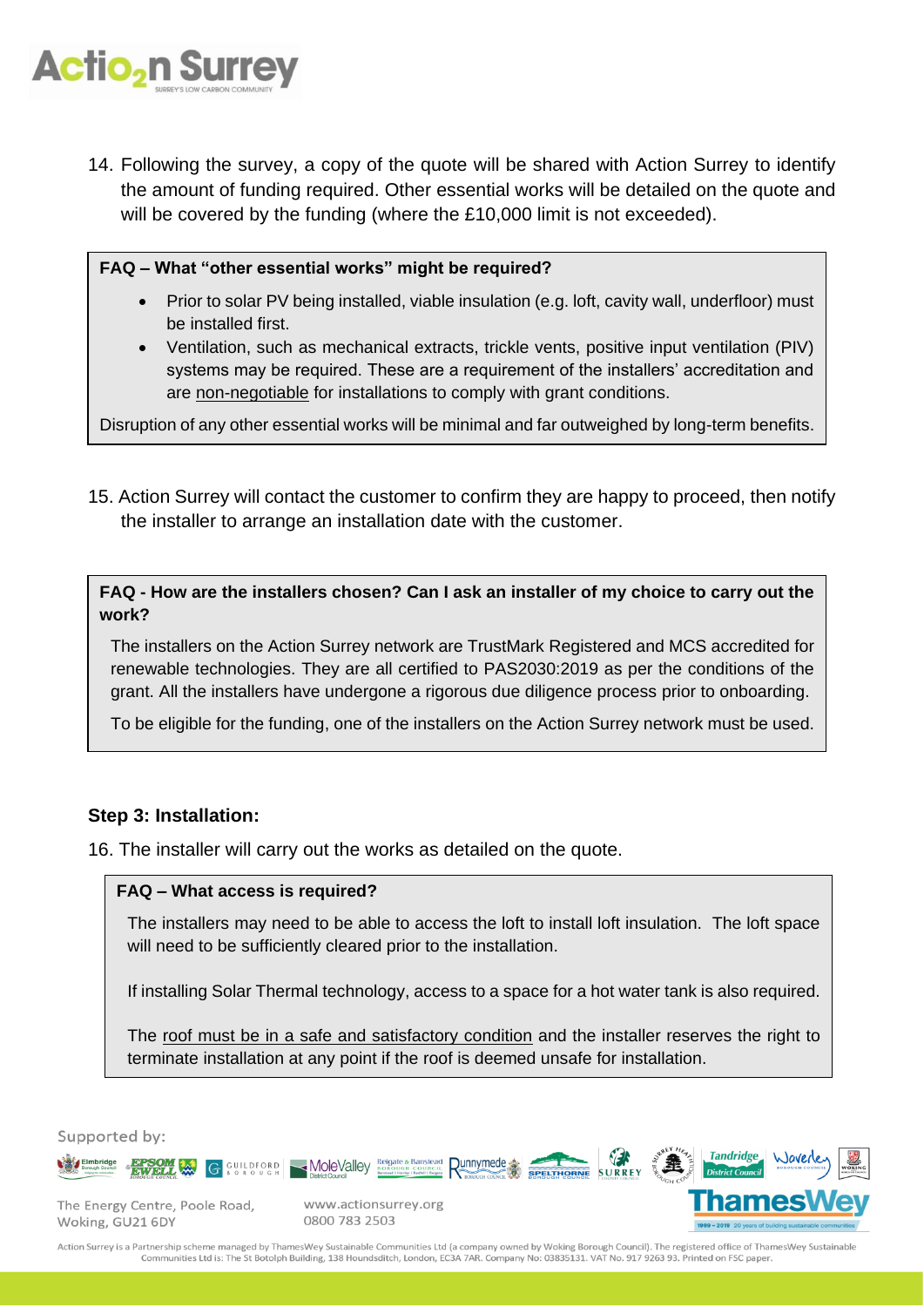14. Following the survey, a copy of the quote will be shared with Action Surrey to identify the amount of funding required. Other essential works will be detailed on the quote and will be covered by the funding (where the £10,000 limit is not exceeded).

> **FAQ – What "other essential works" might be required?**
>
> - Prior to solar PV being installed, viable insulation (e.g. loft, cavity wall, underfloor) must be installed first.
> - Ventilation, such as mechanical extracts, trickle vents, positive input ventilation (PIV) systems may be required. These are a requirement of the installers' accreditation and are non-negotiable for installations to comply with grant conditions.
>
> Disruption of any other essential works will be minimal and far outweighed by long-term benefits.

15. Action Surrey will contact the customer to confirm they are happy to proceed, then notify the installer to arrange an installation date with the customer.

> **FAQ - How are the installers chosen? Can I ask an installer of my choice to carry out the work?**
>
> The installers on the Action Surrey network are TrustMark Registered and MCS accredited for renewable technologies. They are all certified to PAS2030:2019 as per the conditions of the grant. All the installers have undergone a rigorous due diligence process prior to onboarding.
>
> To be eligible for the funding, one of the installers on the Action Surrey network must be used.

### Step 3: Installation:

16. The installer will carry out the works as detailed on the quote.

> **FAQ – What access is required?**
>
> The installers may need to be able to access the loft to install loft insulation. The loft space will need to be sufficiently cleared prior to the installation.
>
> If installing Solar Thermal technology, access to a space for a hot water tank is also required.
>
> The roof must be in a safe and satisfactory condition and the installer reserves the right to terminate installation at any point if the roof is deemed unsafe for installation.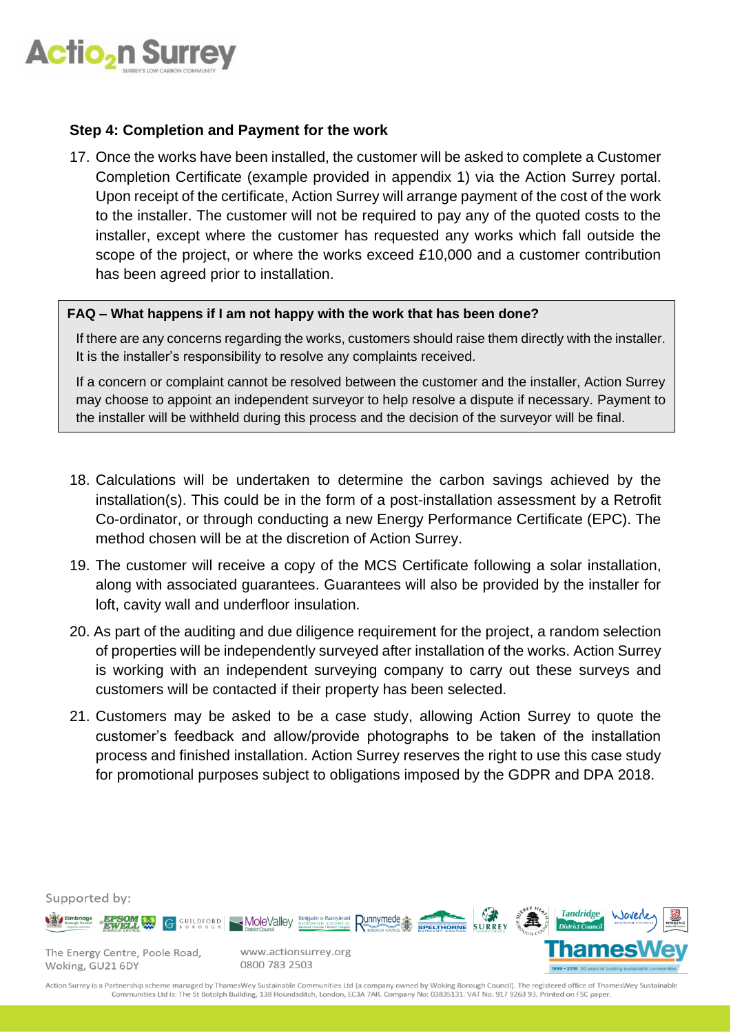### Step 4: Completion and Payment for the work

17. Once the works have been installed, the customer will be asked to complete a Customer Completion Certificate (example provided in appendix 1) via the Action Surrey portal. Upon receipt of the certificate, Action Surrey will arrange payment of the cost of the work to the installer. The customer will not be required to pay any of the quoted costs to the installer, except where the customer has requested any works which fall outside the scope of the project, or where the works exceed £10,000 and a customer contribution has been agreed prior to installation.

**FAQ – What happens if I am not happy with the work that has been done?**

If there are any concerns regarding the works, customers should raise them directly with the installer. It is the installer's responsibility to resolve any complaints received.

If a concern or complaint cannot be resolved between the customer and the installer, Action Surrey may choose to appoint an independent surveyor to help resolve a dispute if necessary. Payment to the installer will be withheld during this process and the decision of the surveyor will be final.

18. Calculations will be undertaken to determine the carbon savings achieved by the installation(s). This could be in the form of a post-installation assessment by a Retrofit Co-ordinator, or through conducting a new Energy Performance Certificate (EPC). The method chosen will be at the discretion of Action Surrey.
19. The customer will receive a copy of the MCS Certificate following a solar installation, along with associated guarantees. Guarantees will also be provided by the installer for loft, cavity wall and underfloor insulation.
20. As part of the auditing and due diligence requirement for the project, a random selection of properties will be independently surveyed after installation of the works. Action Surrey is working with an independent surveying company to carry out these surveys and customers will be contacted if their property has been selected.
21. Customers may be asked to be a case study, allowing Action Surrey to quote the customer's feedback and allow/provide photographs to be taken of the installation process and finished installation. Action Surrey reserves the right to use this case study for promotional purposes subject to obligations imposed by the GDPR and DPA 2018.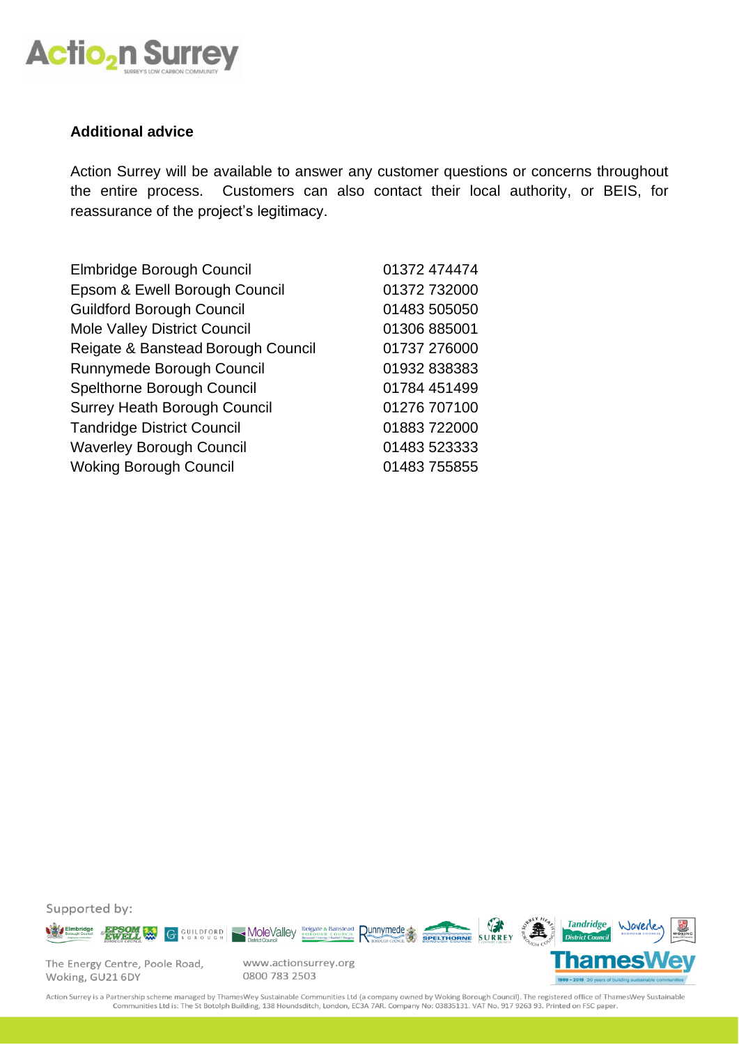### Additional advice

Action Surrey will be available to answer any customer questions or concerns throughout the entire process. Customers can also contact their local authority, or BEIS, for reassurance of the project's legitimacy.

| | |
|---|---|
| Elmbridge Borough Council | 01372 474474 |
| Epsom & Ewell Borough Council | 01372 732000 |
| Guildford Borough Council | 01483 505050 |
| Mole Valley District Council | 01306 885001 |
| Reigate & Banstead Borough Council | 01737 276000 |
| Runnymede Borough Council | 01932 838383 |
| Spelthorne Borough Council | 01784 451499 |
| Surrey Heath Borough Council | 01276 707100 |
| Tandridge District Council | 01883 722000 |
| Waverley Borough Council | 01483 523333 |
| Woking Borough Council | 01483 755855 |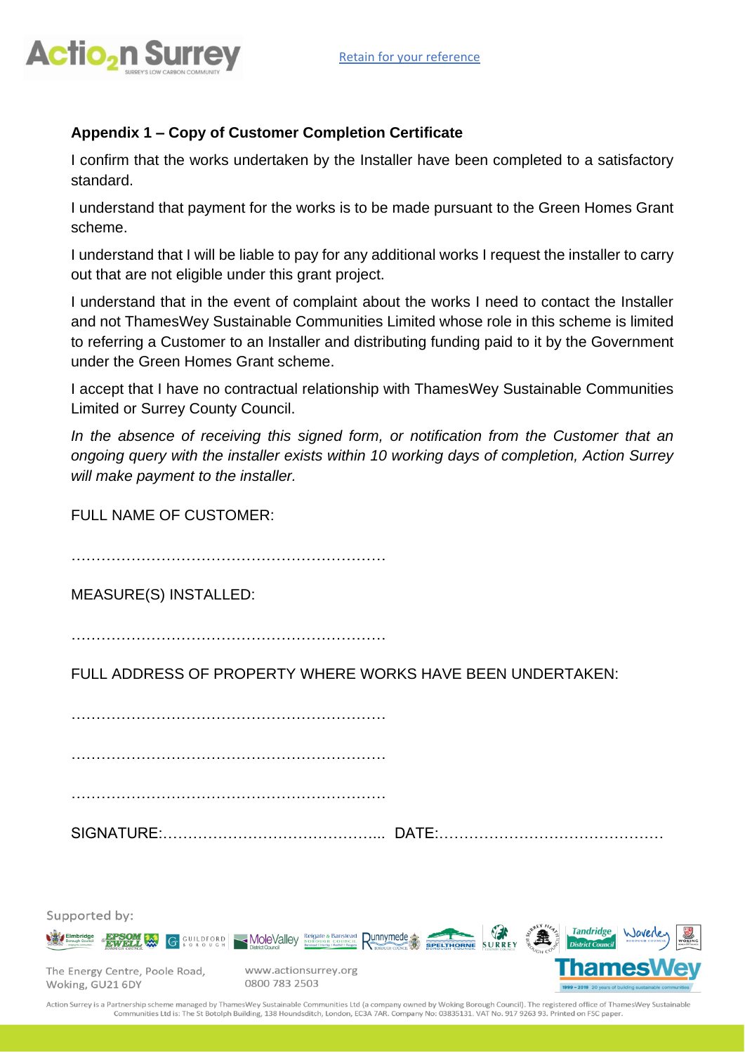Retain for your reference

### Appendix 1 – Copy of Customer Completion Certificate

I confirm that the works undertaken by the Installer have been completed to a satisfactory standard.

I understand that payment for the works is to be made pursuant to the Green Homes Grant scheme.

I understand that I will be liable to pay for any additional works I request the installer to carry out that are not eligible under this grant project.

I understand that in the event of complaint about the works I need to contact the Installer and not ThamesWey Sustainable Communities Limited whose role in this scheme is limited to referring a Customer to an Installer and distributing funding paid to it by the Government under the Green Homes Grant scheme.

I accept that I have no contractual relationship with ThamesWey Sustainable Communities Limited or Surrey County Council.

*In the absence of receiving this signed form, or notification from the Customer that an ongoing query with the installer exists within 10 working days of completion, Action Surrey will make payment to the installer.*

FULL NAME OF CUSTOMER:

………………………………………………………

MEASURE(S) INSTALLED:

………………………………………………………

FULL ADDRESS OF PROPERTY WHERE WORKS HAVE BEEN UNDERTAKEN:

………………………………………………………

………………………………………………………

………………………………………………………

SIGNATURE:…………………………………….... DATE:……………………………………

Supported by:

The Energy Centre, Poole Road, Woking, GU21 6DY

www.actionsurrey.org
0800 783 2503

Action Surrey is a Partnership scheme managed by ThamesWey Sustainable Communities Ltd (a company owned by Woking Borough Council). The registered office of ThamesWey Sustainable Communities Ltd is: The St Botolph Building, 138 Houndsditch, London, EC3A 7AR. Company No: 03835131. VAT No. 917 9263 93. Printed on FSC paper.